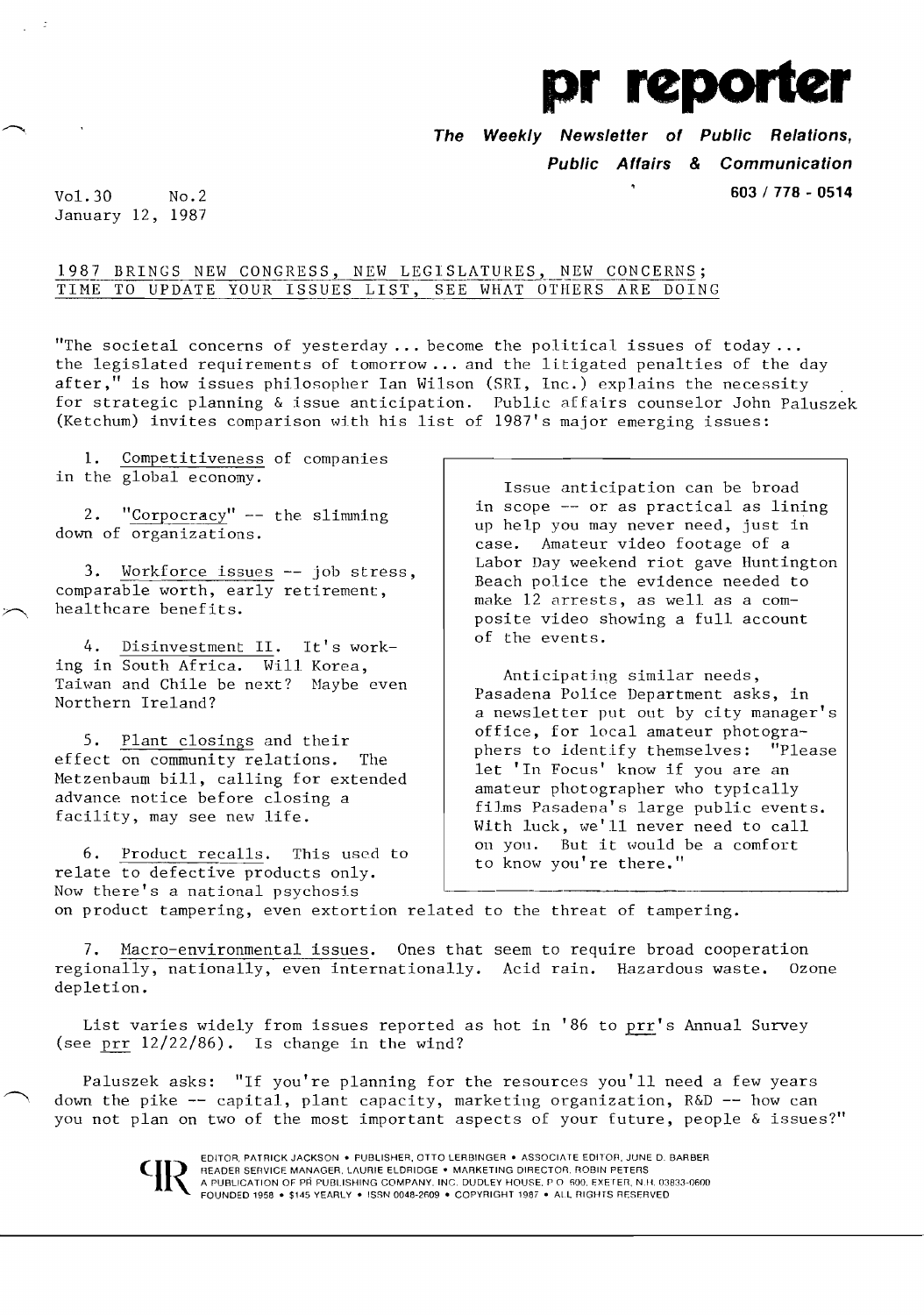# pr reporter

**The Weekly Newsletter of Public Relations, Public Affairs & Communication**

**603 / 778 - 0514**

Vol.30 No.2
January 12, 1987

## 1987 BRINGS NEW CONGRESS, NEW LEGISLATURES, NEW CONCERNS; TIME TO UPDATE YOUR ISSUES LIST, SEE WHAT OTHERS ARE DOING

"The societal concerns of yesterday ... become the political issues of today ... the legislated requirements of tomorrow ... and the litigated penalties of the day after," is how issues philosopher Ian Wilson (SRI, Inc.) explains the necessity for strategic planning & issue anticipation. Public affairs counselor John Paluszek (Ketchum) invites comparison with his list of 1987's major emerging issues:

1. Competitiveness of companies in the global economy.

2. "Corpocracy" -- the slimming down of organizations.

3. Workforce issues -- job stress, comparable worth, early retirement, healthcare benefits.

4. Disinvestment II. It's working in South Africa. Will Korea, Taiwan and Chile be next? Maybe even Northern Ireland?

5. Plant closings and their effect on community relations. The Metzenbaum bill, calling for extended advance notice before closing a facility, may see new life.

6. Product recalls. This used to relate to defective products only. Now there's a national psychosis on product tampering, even extortion related to the threat of tampering.

7. Macro-environmental issues. Ones that seem to require broad cooperation regionally, nationally, even internationally. Acid rain. Hazardous waste. Ozone depletion.

> Issue anticipation can be broad in scope -- or as practical as lining up help you may never need, just in case. Amateur video footage of a Labor Day weekend riot gave Huntington Beach police the evidence needed to make 12 arrests, as well as a composite video showing a full account of the events.
>
> Anticipating similar needs, Pasadena Police Department asks, in a newsletter put out by city manager's office, for local amateur photographers to identify themselves: "Please let 'In Focus' know if you are an amateur photographer who typically films Pasadena's large public events. With luck, we'll never need to call on you. But it would be a comfort to know you're there."

List varies widely from issues reported as hot in '86 to prr's Annual Survey (see prr 12/22/86). Is change in the wind?

Paluszek asks: "If you're planning for the resources you'll need a few years down the pike -- capital, plant capacity, marketing organization, R&D -- how can you not plan on two of the most important aspects of your future, people & issues?"

EDITOR, PATRICK JACKSON • PUBLISHER, OTTO LERBINGER • ASSOCIATE EDITOR, JUNE D. BARBER
READER SERVICE MANAGER, LAURIE ELDRIDGE • MARKETING DIRECTOR, ROBIN PETERS
A PUBLICATION OF PR PUBLISHING COMPANY, INC. DUDLEY HOUSE, P.O. 600, EXETER, N.H. 03833-0600
FOUNDED 1958 • $145 YEARLY • ISSN 0048-2609 • COPYRIGHT 1987 • ALL RIGHTS RESERVED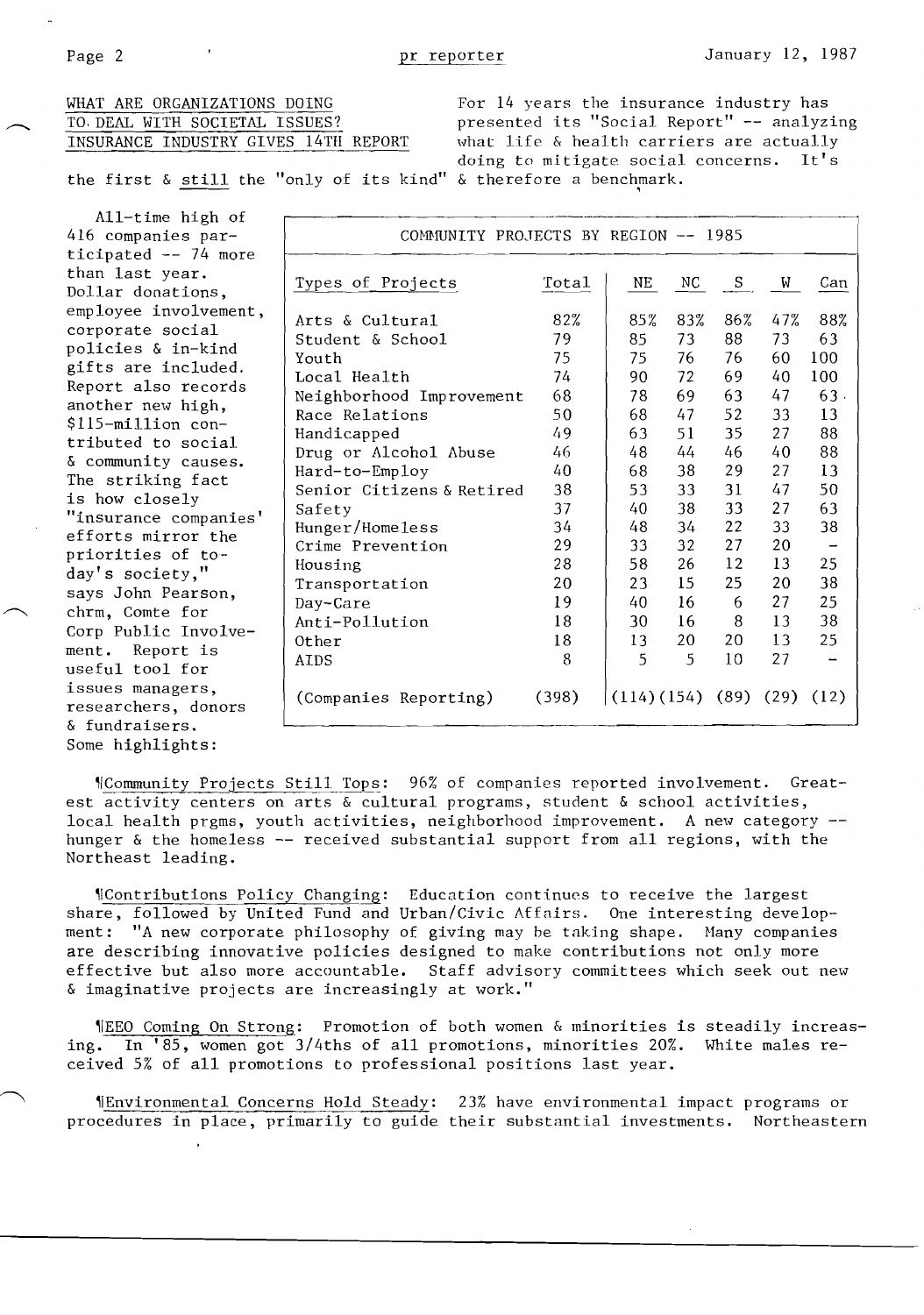## WHAT ARE ORGANIZATIONS DOING TO DEAL WITH SOCIETAL ISSUES? INSURANCE INDUSTRY GIVES 14TH REPORT

For 14 years the insurance industry has presented its "Social Report" -- analyzing what life & health carriers are actually doing to mitigate social concerns. It's the first & still the "only of its kind" & therefore a benchmark.

All-time high of 416 companies participated -- 74 more than last year. Dollar donations, employee involvement, corporate social policies & in-kind gifts are included. Report also records another new high, $115-million contributed to social & community causes. The striking fact is how closely "insurance companies' efforts mirror the priorities of today's society," says John Pearson, chrm, Comte for Corp Public Involvement. Report is useful tool for issues managers, researchers, donors & fundraisers. Some highlights:

**COMMUNITY PROJECTS BY REGION -- 1985**

| Types of Projects | Total | NE | NC | S | W | Can |
|---|---|---|---|---|---|---|
| Arts & Cultural | 82% | 85% | 83% | 86% | 47% | 88% |
| Student & School | 79 | 85 | 73 | 88 | 73 | 63 |
| Youth | 75 | 75 | 76 | 76 | 60 | 100 |
| Local Health | 74 | 90 | 72 | 69 | 40 | 100 |
| Neighborhood Improvement | 68 | 78 | 69 | 63 | 47 | 63 |
| Race Relations | 50 | 68 | 47 | 52 | 33 | 13 |
| Handicapped | 49 | 63 | 51 | 35 | 27 | 88 |
| Drug or Alcohol Abuse | 46 | 48 | 44 | 46 | 40 | 88 |
| Hard-to-Employ | 40 | 68 | 38 | 29 | 27 | 13 |
| Senior Citizens & Retired | 38 | 53 | 33 | 31 | 47 | 50 |
| Safety | 37 | 40 | 38 | 33 | 27 | 63 |
| Hunger/Homeless | 34 | 48 | 34 | 22 | 33 | 38 |
| Crime Prevention | 29 | 33 | 32 | 27 | 20 | - |
| Housing | 28 | 58 | 26 | 12 | 13 | 25 |
| Transportation | 20 | 23 | 15 | 25 | 20 | 38 |
| Day-Care | 19 | 40 | 16 | 6 | 27 | 25 |
| Anti-Pollution | 18 | 30 | 16 | 8 | 13 | 38 |
| Other | 18 | 13 | 20 | 20 | 13 | 25 |
| AIDS | 8 | 5 | 5 | 10 | 27 | - |
| (Companies Reporting) | (398) | (114) | (154) | (89) | (29) | (12) |

¶Community Projects Still Tops: 96% of companies reported involvement. Greatest activity centers on arts & cultural programs, student & school activities, local health prgms, youth activities, neighborhood improvement. A new category -- hunger & the homeless -- received substantial support from all regions, with the Northeast leading.

¶Contributions Policy Changing: Education continues to receive the largest share, followed by United Fund and Urban/Civic Affairs. One interesting development: "A new corporate philosophy of giving may be taking shape. Many companies are describing innovative policies designed to make contributions not only more effective but also more accountable. Staff advisory committees which seek out new & imaginative projects are increasingly at work."

¶EEO Coming On Strong: Promotion of both women & minorities is steadily increasing. In '85, women got 3/4ths of all promotions, minorities 20%. White males received 5% of all promotions to professional positions last year.

¶Environmental Concerns Hold Steady: 23% have environmental impact programs or procedures in place, primarily to guide their substantial investments. Northeastern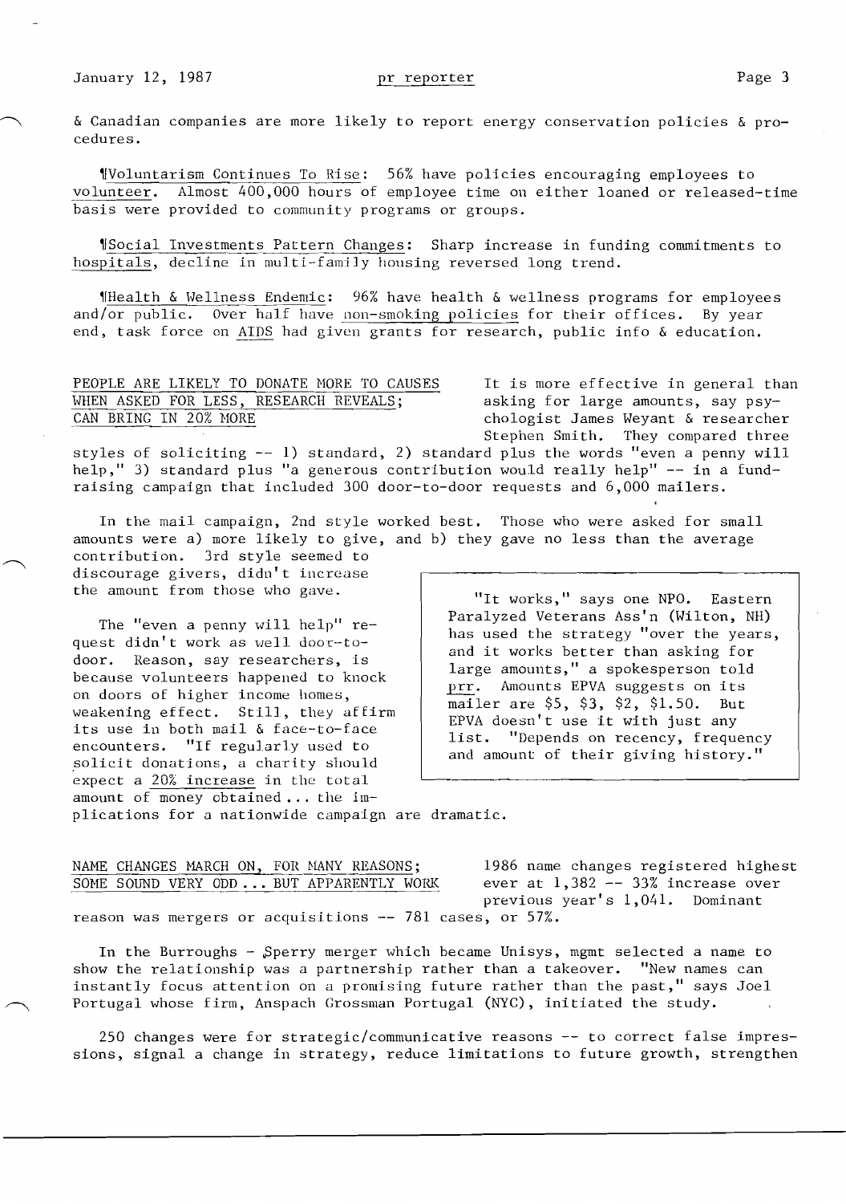& Canadian companies are more likely to report energy conservation policies & procedures.

¶Voluntarism Continues To Rise: 56% have policies encouraging employees to volunteer. Almost 400,000 hours of employee time on either loaned or released-time basis were provided to community programs or groups.

¶Social Investments Pattern Changes: Sharp increase in funding commitments to hospitals, decline in multi-family housing reversed long trend.

¶Health & Wellness Endemic: 96% have health & wellness programs for employees and/or public. Over half have non-smoking policies for their offices. By year end, task force on AIDS had given grants for research, public info & education.

## PEOPLE ARE LIKELY TO DONATE MORE TO CAUSES WHEN ASKED FOR LESS, RESEARCH REVEALS; CAN BRING IN 20% MORE

It is more effective in general than asking for large amounts, say psychologist James Weyant & researcher Stephen Smith. They compared three styles of soliciting -- 1) standard, 2) standard plus the words "even a penny will help," 3) standard plus "a generous contribution would really help" -- in a fundraising campaign that included 300 door-to-door requests and 6,000 mailers.

In the mail campaign, 2nd style worked best. Those who were asked for small amounts were a) more likely to give, and b) they gave no less than the average contribution. 3rd style seemed to discourage givers, didn't increase the amount from those who gave.

The "even a penny will help" request didn't work as well door-to-door. Reason, say researchers, is because volunteers happened to knock on doors of higher income homes, weakening effect. Still, they affirm its use in both mail & face-to-face encounters. "If regularly used to solicit donations, a charity should expect a 20% increase in the total amount of money obtained ... the implications for a nationwide campaign are dramatic.

> "It works," says one NPO. Eastern Paralyzed Veterans Ass'n (Wilton, NH) has used the strategy "over the years, and it works better than asking for large amounts," a spokesperson told prr. Amounts EPVA suggests on its mailer are $5, $3, $2, $1.50. But EPVA doesn't use it with just any list. "Depends on recency, frequency and amount of their giving history."

## NAME CHANGES MARCH ON, FOR MANY REASONS; SOME SOUND VERY ODD ... BUT APPARENTLY WORK

1986 name changes registered highest ever at 1,382 -- 33% increase over previous year's 1,041. Dominant reason was mergers or acquisitions -- 781 cases, or 57%.

In the Burroughs - Sperry merger which became Unisys, mgmt selected a name to show the relationship was a partnership rather than a takeover. "New names can instantly focus attention on a promising future rather than the past," says Joel Portugal whose firm, Anspach Grossman Portugal (NYC), initiated the study.

250 changes were for strategic/communicative reasons -- to correct false impressions, signal a change in strategy, reduce limitations to future growth, strengthen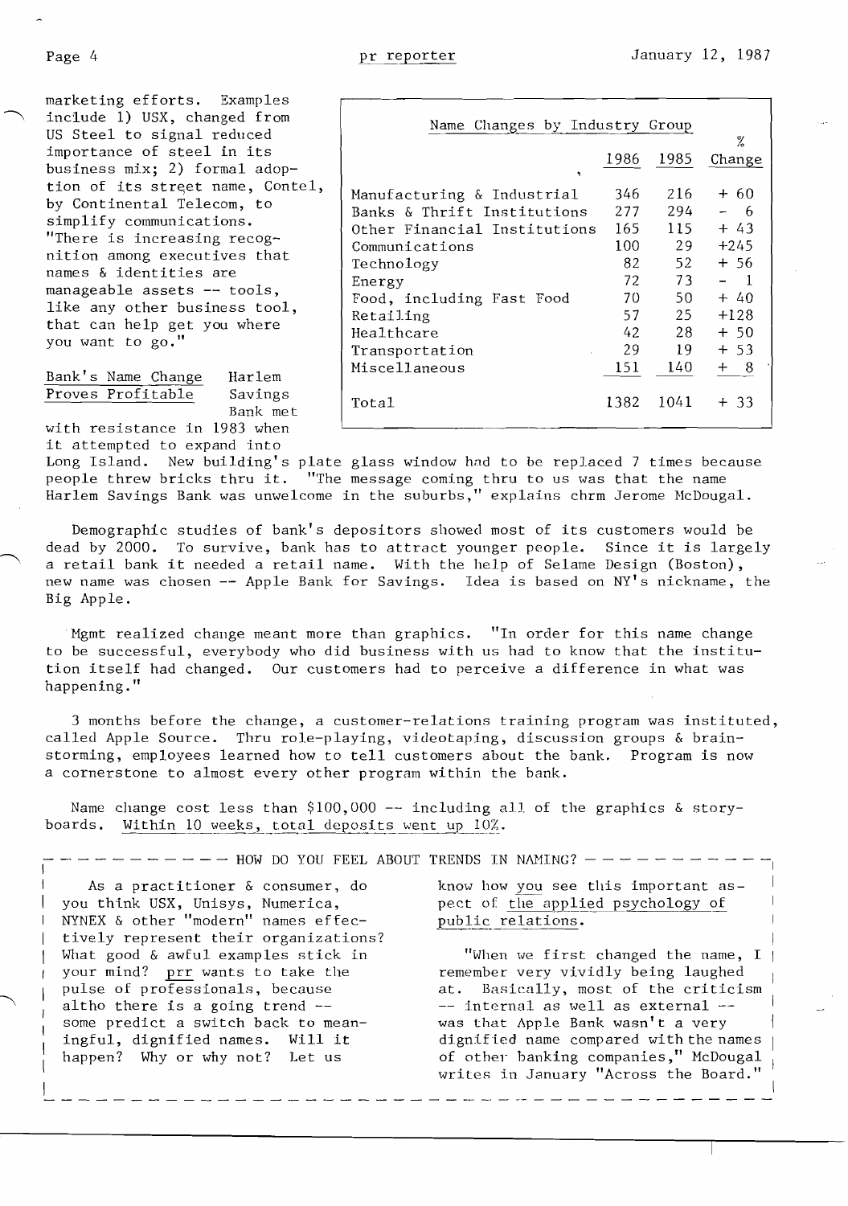marketing efforts. Examples include 1) USX, changed from US Steel to signal reduced importance of steel in its business mix; 2) formal adoption of its street name, Contel, by Continental Telecom, to simplify communications. "There is increasing recognition among executives that names & identities are manageable assets -- tools, like any other business tool, that can help get you where you want to go."

Name Changes by Industry Group

| | 1986 | 1985 | % Change |
|---|---|---|---|
| Manufacturing & Industrial | 346 | 216 | + 60 |
| Banks & Thrift Institutions | 277 | 294 | - 6 |
| Other Financial Institutions | 165 | 115 | + 43 |
| Communications | 100 | 29 | +245 |
| Technology | 82 | 52 | + 56 |
| Energy | 72 | 73 | - 1 |
| Food, including Fast Food | 70 | 50 | + 40 |
| Retailing | 57 | 25 | +128 |
| Healthcare | 42 | 28 | + 50 |
| Transportation | 29 | 19 | + 53 |
| Miscellaneous | 151 | 140 | + 8 |
| Total | 1382 | 1041 | + 33 |

<u>Bank's Name Change Proves Profitable</u> Harlem Savings Bank met with resistance in 1983 when it attempted to expand into Long Island. New building's plate glass window had to be replaced 7 times because people threw bricks thru it. "The message coming thru to us was that the name Harlem Savings Bank was unwelcome in the suburbs," explains chrm Jerome McDougal.

Demographic studies of bank's depositors showed most of its customers would be dead by 2000. To survive, bank has to attract younger people. Since it is largely a retail bank it needed a retail name. With the help of Selame Design (Boston), new name was chosen -- Apple Bank for Savings. Idea is based on NY's nickname, the Big Apple.

Mgmt realized change meant more than graphics. "In order for this name change to be successful, everybody who did business with us had to know that the institution itself had changed. Our customers had to perceive a difference in what was happening."

3 months before the change, a customer-relations training program was instituted, called Apple Source. Thru role-playing, videotaping, discussion groups & brainstorming, employees learned how to tell customers about the bank. Program is now a cornerstone to almost every other program within the bank.

Name change cost less than $100,000 -- including all of the graphics & storyboards. <u>Within 10 weeks, total deposits went up 10%.</u>

"When we first changed the name, I remember very vividly being laughed at. Basically, most of the criticism -- internal as well as external -- was that Apple Bank wasn't a very dignified name compared with the names of other banking companies," McDougal writes in January "Across the Board."

---

**HOW DO YOU FEEL ABOUT TRENDS IN NAMING?**

As a practitioner & consumer, do you think USX, Unisys, Numerica, NYNEX & other "modern" names effectively represent their organizations? What good & awful examples stick in your mind? <u>prr</u> wants to take the pulse of professionals, because altho there is a going trend -- some predict a switch back to meaningful, dignified names. Will it happen? Why or why not? Let us know how <u>you</u> see this important aspect of <u>the applied psychology of public relations</u>.

---